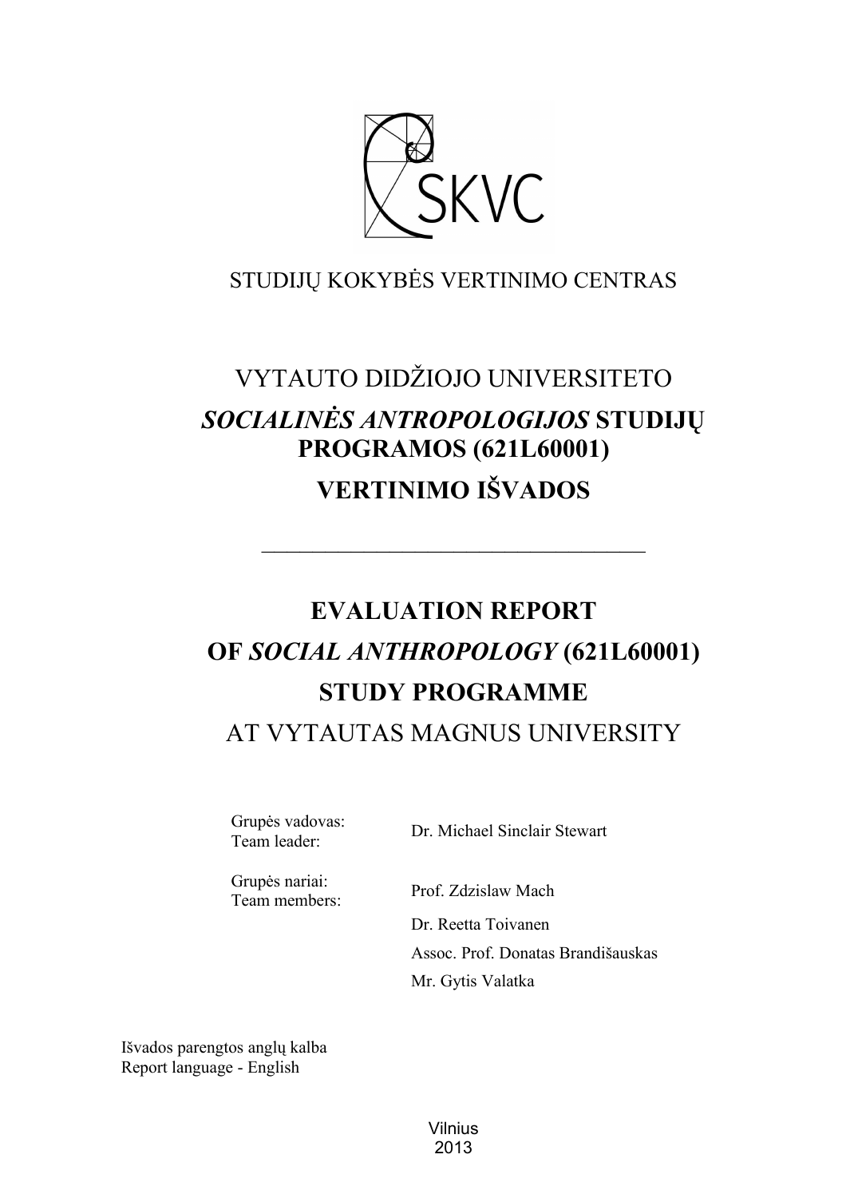SKVC

STUDIJŲ KOKYBĖS VERTINIMO CENTRAS

# VYTAUTO DIDŽIOJO UNIVERSITETO

# ***SOCIALINĖS ANTROPOLOGIJOS* STUDIJŲ PROGRAMOS (621L60001)**

# **VERTINIMO IŠVADOS**

---

# **EVALUATION REPORT**

# **OF *SOCIAL ANTHROPOLOGY* (621L60001)**

# **STUDY PROGRAMME**

# AT VYTAUTAS MAGNUS UNIVERSITY

Grupės vadovas:
Team leader: Dr. Michael Sinclair Stewart

Grupės nariai:
Team members: Prof. Zdzislaw Mach

Dr. Reetta Toivanen

Assoc. Prof. Donatas Brandišauskas

Mr. Gytis Valatka

Išvados parengtos anglų kalba
Report language - English

Vilnius
2013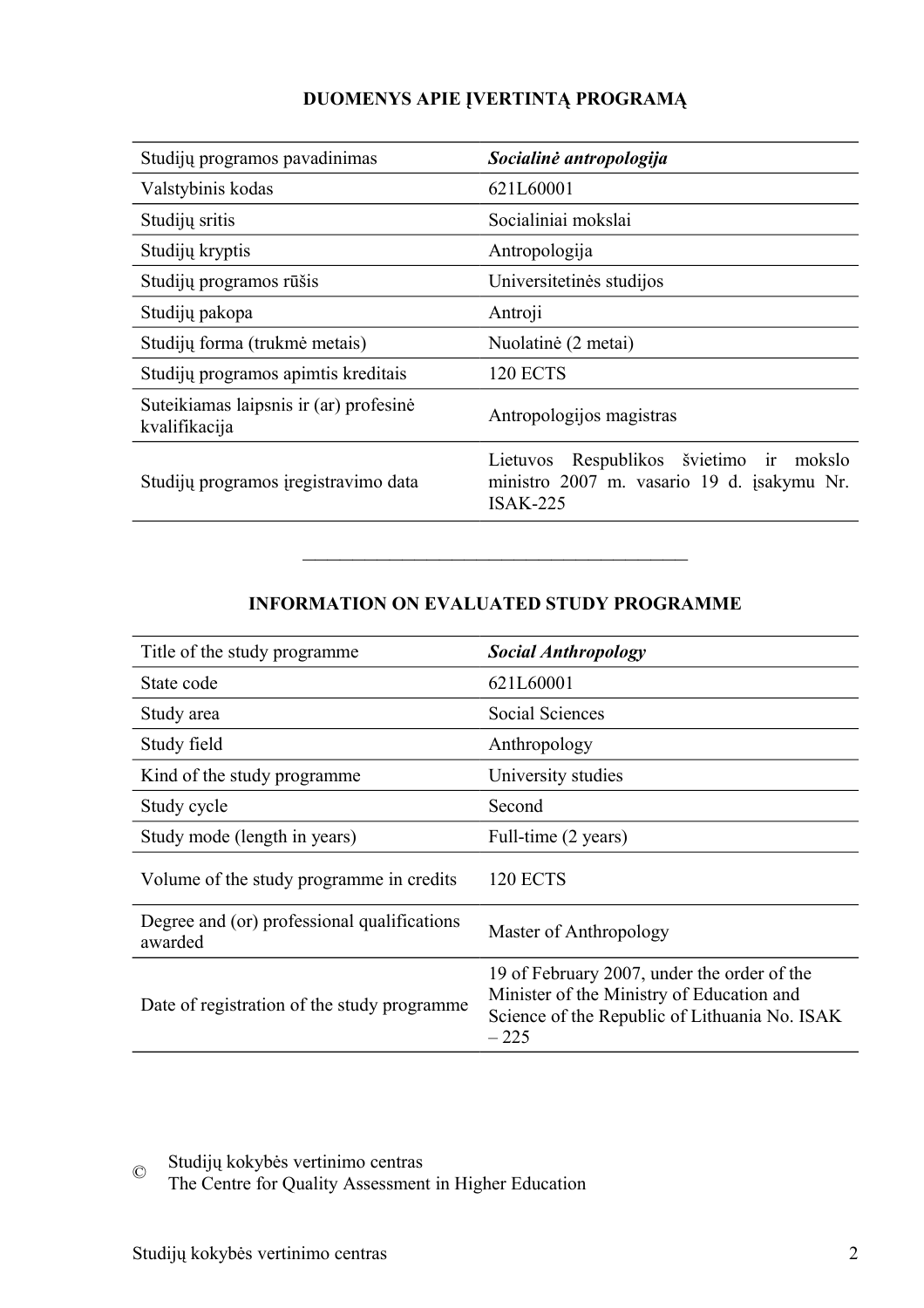## DUOMENYS APIE ĮVERTINTĄ PROGRAMĄ

| | |
|---|---|
| Studijų programos pavadinimas | ***Socialinė antropologija*** |
| Valstybinis kodas | 621L60001 |
| Studijų sritis | Socialiniai mokslai |
| Studijų kryptis | Antropologija |
| Studijų programos rūšis | Universitetinės studijos |
| Studijų pakopa | Antroji |
| Studijų forma (trukmė metais) | Nuolatinė (2 metai) |
| Studijų programos apimtis kreditais | 120 ECTS |
| Suteikiamas laipsnis ir (ar) profesinė kvalifikacija | Antropologijos magistras |
| Studijų programos įregistravimo data | Lietuvos Respublikos švietimo ir mokslo ministro 2007 m. vasario 19 d. įsakymu Nr. ISAK-225 |

---

## INFORMATION ON EVALUATED STUDY PROGRAMME

| | |
|---|---|
| Title of the study programme | ***Social Anthropology*** |
| State code | 621L60001 |
| Study area | Social Sciences |
| Study field | Anthropology |
| Kind of the study programme | University studies |
| Study cycle | Second |
| Study mode (length in years) | Full-time (2 years) |
| Volume of the study programme in credits | 120 ECTS |
| Degree and (or) professional qualifications awarded | Master of Anthropology |
| Date of registration of the study programme | 19 of February 2007, under the order of the Minister of the Ministry of Education and Science of the Republic of Lithuania No. ISAK – 225 |

© Studijų kokybės vertinimo centras
The Centre for Quality Assessment in Higher Education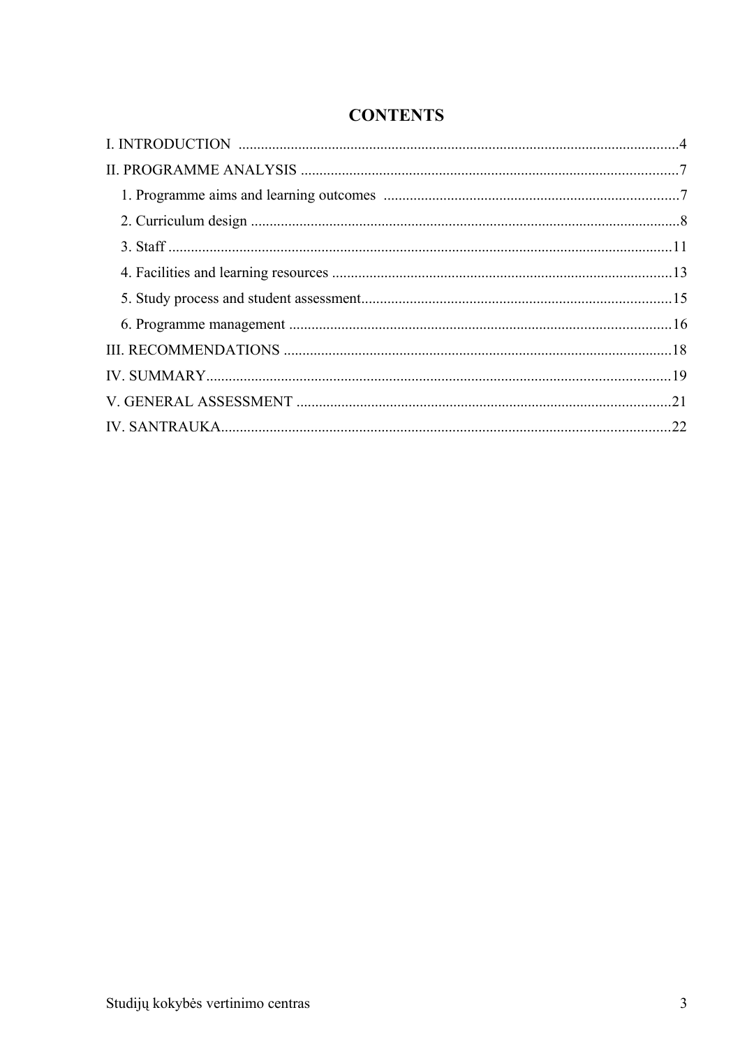# CONTENTS

I. INTRODUCTION ..... 4

II. PROGRAMME ANALYSIS ..... 7

1. Programme aims and learning outcomes ..... 7
2. Curriculum design ..... 8
3. Staff ..... 11
4. Facilities and learning resources ..... 13
5. Study process and student assessment ..... 15
6. Programme management ..... 16

III. RECOMMENDATIONS ..... 18

IV. SUMMARY ..... 19

V. GENERAL ASSESSMENT ..... 21

IV. SANTRAUKA ..... 22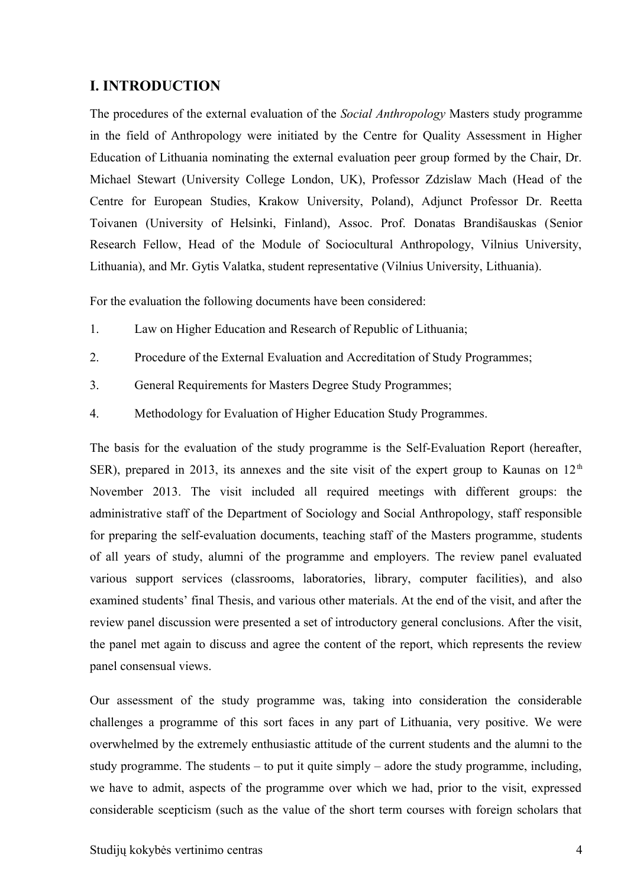## I. INTRODUCTION

The procedures of the external evaluation of the *Social Anthropology* Masters study programme in the field of Anthropology were initiated by the Centre for Quality Assessment in Higher Education of Lithuania nominating the external evaluation peer group formed by the Chair, Dr. Michael Stewart (University College London, UK), Professor Zdzislaw Mach (Head of the Centre for European Studies, Krakow University, Poland), Adjunct Professor Dr. Reetta Toivanen (University of Helsinki, Finland), Assoc. Prof. Donatas Brandišauskas (Senior Research Fellow, Head of the Module of Sociocultural Anthropology, Vilnius University, Lithuania), and Mr. Gytis Valatka, student representative (Vilnius University, Lithuania).

For the evaluation the following documents have been considered:

1. Law on Higher Education and Research of Republic of Lithuania;
2. Procedure of the External Evaluation and Accreditation of Study Programmes;
3. General Requirements for Masters Degree Study Programmes;
4. Methodology for Evaluation of Higher Education Study Programmes.

The basis for the evaluation of the study programme is the Self-Evaluation Report (hereafter, SER), prepared in 2013, its annexes and the site visit of the expert group to Kaunas on 12th November 2013. The visit included all required meetings with different groups: the administrative staff of the Department of Sociology and Social Anthropology, staff responsible for preparing the self-evaluation documents, teaching staff of the Masters programme, students of all years of study, alumni of the programme and employers. The review panel evaluated various support services (classrooms, laboratories, library, computer facilities), and also examined students' final Thesis, and various other materials. At the end of the visit, and after the review panel discussion were presented a set of introductory general conclusions. After the visit, the panel met again to discuss and agree the content of the report, which represents the review panel consensual views.

Our assessment of the study programme was, taking into consideration the considerable challenges a programme of this sort faces in any part of Lithuania, very positive. We were overwhelmed by the extremely enthusiastic attitude of the current students and the alumni to the study programme. The students – to put it quite simply – adore the study programme, including, we have to admit, aspects of the programme over which we had, prior to the visit, expressed considerable scepticism (such as the value of the short term courses with foreign scholars that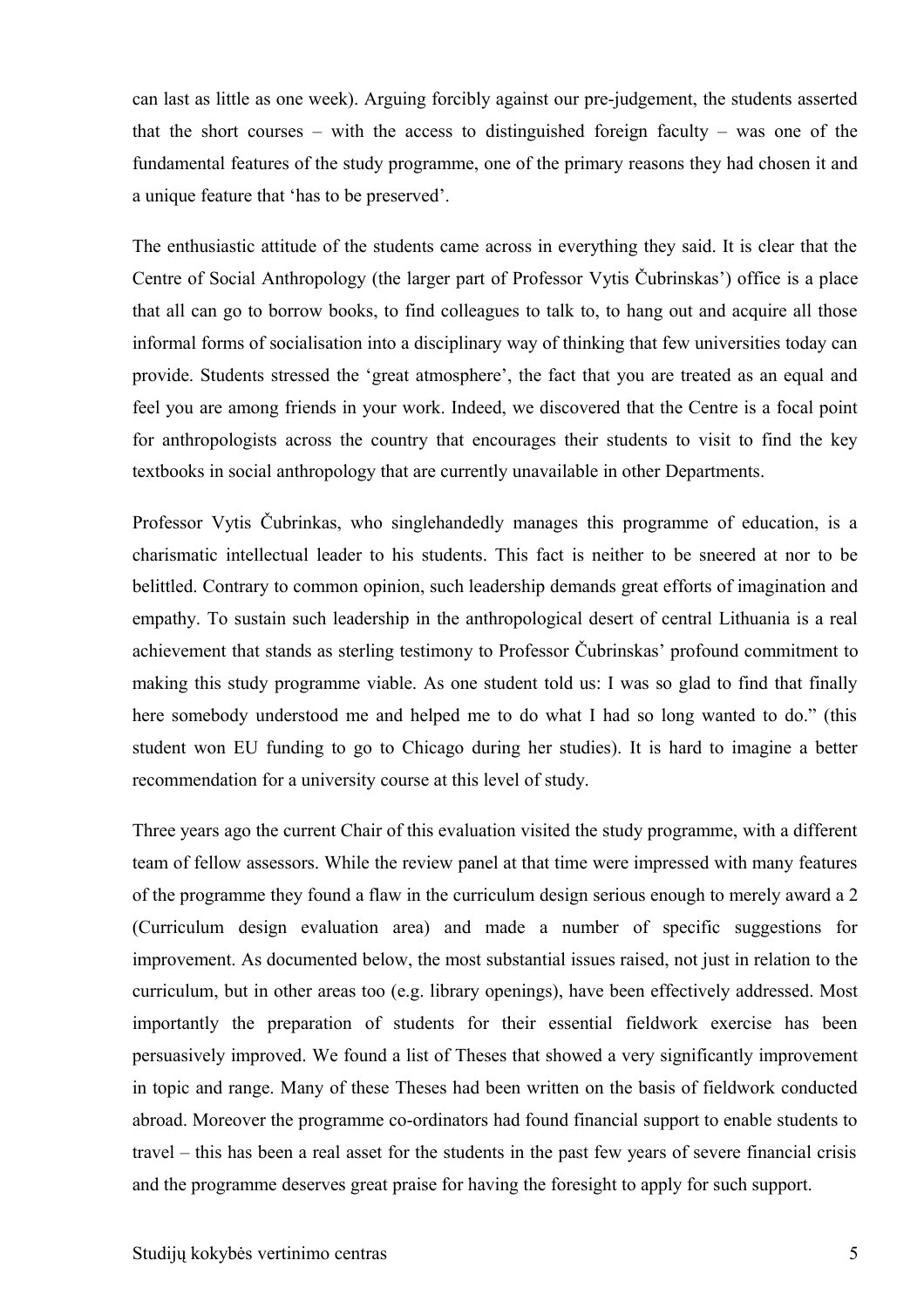can last as little as one week). Arguing forcibly against our pre-judgement, the students asserted that the short courses – with the access to distinguished foreign faculty – was one of the fundamental features of the study programme, one of the primary reasons they had chosen it and a unique feature that 'has to be preserved'.

The enthusiastic attitude of the students came across in everything they said. It is clear that the Centre of Social Anthropology (the larger part of Professor Vytis Čubrinskas') office is a place that all can go to borrow books, to find colleagues to talk to, to hang out and acquire all those informal forms of socialisation into a disciplinary way of thinking that few universities today can provide. Students stressed the 'great atmosphere', the fact that you are treated as an equal and feel you are among friends in your work. Indeed, we discovered that the Centre is a focal point for anthropologists across the country that encourages their students to visit to find the key textbooks in social anthropology that are currently unavailable in other Departments.

Professor Vytis Čubrinkas, who singlehandedly manages this programme of education, is a charismatic intellectual leader to his students. This fact is neither to be sneered at nor to be belittled. Contrary to common opinion, such leadership demands great efforts of imagination and empathy. To sustain such leadership in the anthropological desert of central Lithuania is a real achievement that stands as sterling testimony to Professor Čubrinskas' profound commitment to making this study programme viable. As one student told us: I was so glad to find that finally here somebody understood me and helped me to do what I had so long wanted to do." (this student won EU funding to go to Chicago during her studies). It is hard to imagine a better recommendation for a university course at this level of study.

Three years ago the current Chair of this evaluation visited the study programme, with a different team of fellow assessors. While the review panel at that time were impressed with many features of the programme they found a flaw in the curriculum design serious enough to merely award a 2 (Curriculum design evaluation area) and made a number of specific suggestions for improvement. As documented below, the most substantial issues raised, not just in relation to the curriculum, but in other areas too (e.g. library openings), have been effectively addressed. Most importantly the preparation of students for their essential fieldwork exercise has been persuasively improved. We found a list of Theses that showed a very significantly improvement in topic and range. Many of these Theses had been written on the basis of fieldwork conducted abroad. Moreover the programme co-ordinators had found financial support to enable students to travel – this has been a real asset for the students in the past few years of severe financial crisis and the programme deserves great praise for having the foresight to apply for such support.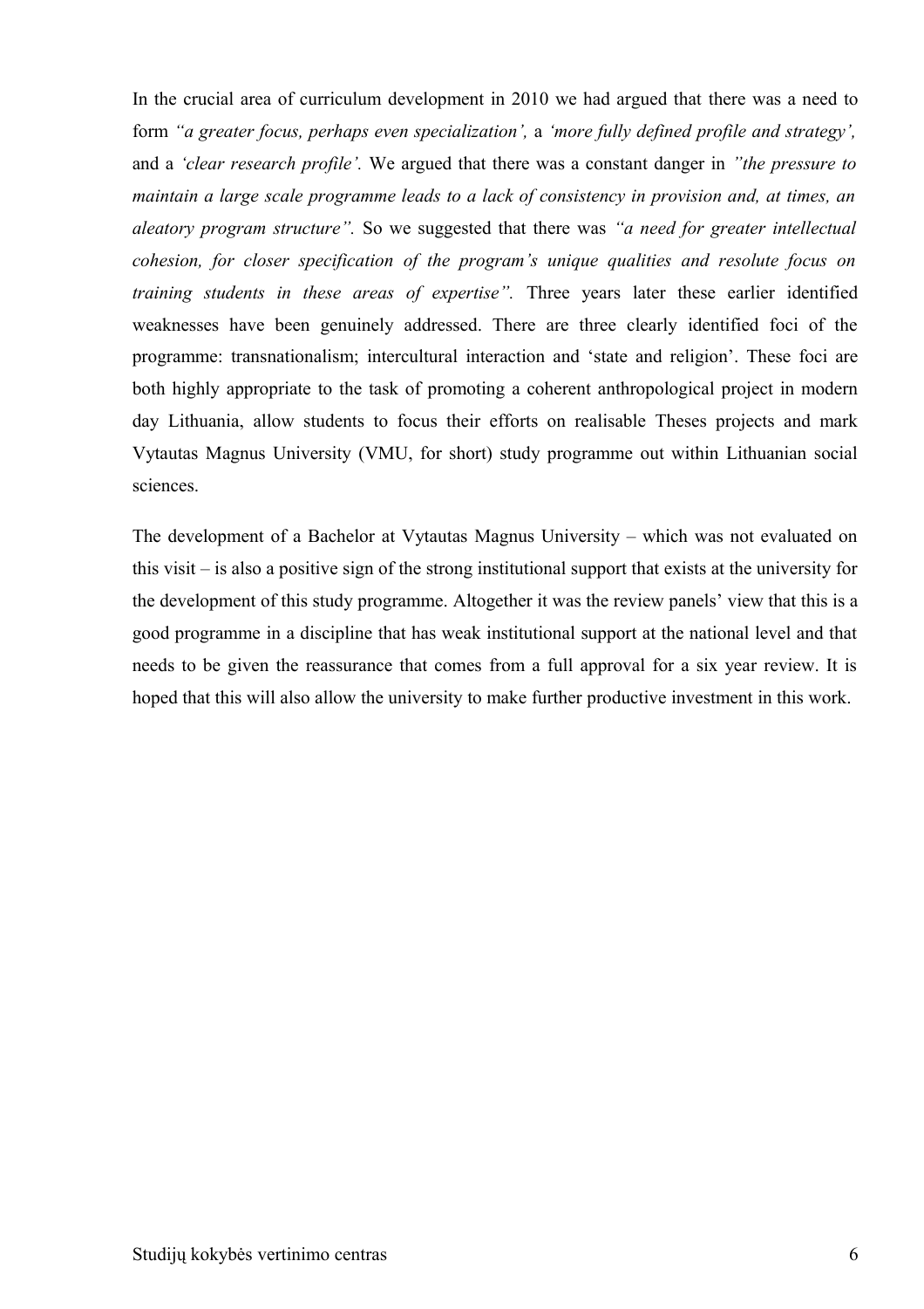In the crucial area of curriculum development in 2010 we had argued that there was a need to form *"a greater focus, perhaps even specialization',* a *'more fully defined profile and strategy',* and a *'clear research profile'.* We argued that there was a constant danger in *"the pressure to maintain a large scale programme leads to a lack of consistency in provision and, at times, an aleatory program structure".* So we suggested that there was *"a need for greater intellectual cohesion, for closer specification of the program's unique qualities and resolute focus on training students in these areas of expertise".* Three years later these earlier identified weaknesses have been genuinely addressed. There are three clearly identified foci of the programme: transnationalism; intercultural interaction and 'state and religion'. These foci are both highly appropriate to the task of promoting a coherent anthropological project in modern day Lithuania, allow students to focus their efforts on realisable Theses projects and mark Vytautas Magnus University (VMU, for short) study programme out within Lithuanian social sciences.

The development of a Bachelor at Vytautas Magnus University – which was not evaluated on this visit – is also a positive sign of the strong institutional support that exists at the university for the development of this study programme. Altogether it was the review panels' view that this is a good programme in a discipline that has weak institutional support at the national level and that needs to be given the reassurance that comes from a full approval for a six year review. It is hoped that this will also allow the university to make further productive investment in this work.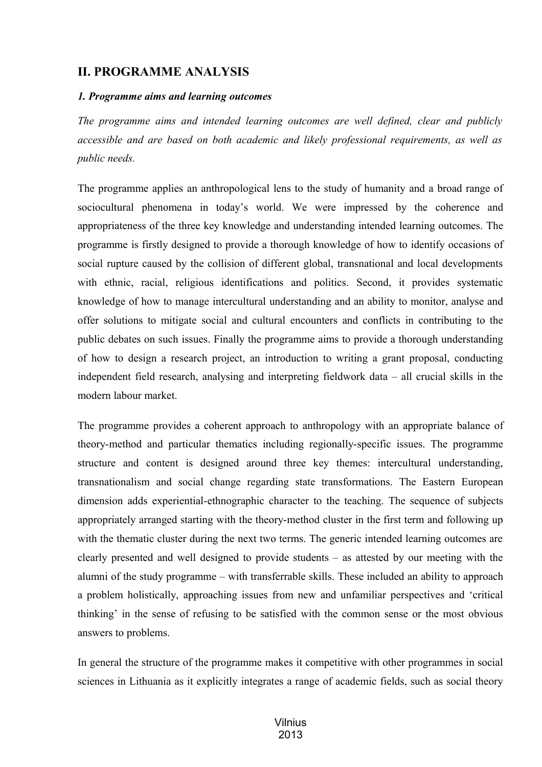## II. PROGRAMME ANALYSIS

### *1. Programme aims and learning outcomes*

*The programme aims and intended learning outcomes are well defined, clear and publicly accessible and are based on both academic and likely professional requirements, as well as public needs.*

The programme applies an anthropological lens to the study of humanity and a broad range of sociocultural phenomena in today's world. We were impressed by the coherence and appropriateness of the three key knowledge and understanding intended learning outcomes. The programme is firstly designed to provide a thorough knowledge of how to identify occasions of social rupture caused by the collision of different global, transnational and local developments with ethnic, racial, religious identifications and politics. Second, it provides systematic knowledge of how to manage intercultural understanding and an ability to monitor, analyse and offer solutions to mitigate social and cultural encounters and conflicts in contributing to the public debates on such issues. Finally the programme aims to provide a thorough understanding of how to design a research project, an introduction to writing a grant proposal, conducting independent field research, analysing and interpreting fieldwork data – all crucial skills in the modern labour market.

The programme provides a coherent approach to anthropology with an appropriate balance of theory-method and particular thematics including regionally-specific issues. The programme structure and content is designed around three key themes: intercultural understanding, transnationalism and social change regarding state transformations. The Eastern European dimension adds experiential-ethnographic character to the teaching. The sequence of subjects appropriately arranged starting with the theory-method cluster in the first term and following up with the thematic cluster during the next two terms. The generic intended learning outcomes are clearly presented and well designed to provide students – as attested by our meeting with the alumni of the study programme – with transferrable skills. These included an ability to approach a problem holistically, approaching issues from new and unfamiliar perspectives and 'critical thinking' in the sense of refusing to be satisfied with the common sense or the most obvious answers to problems.

In general the structure of the programme makes it competitive with other programmes in social sciences in Lithuania as it explicitly integrates a range of academic fields, such as social theory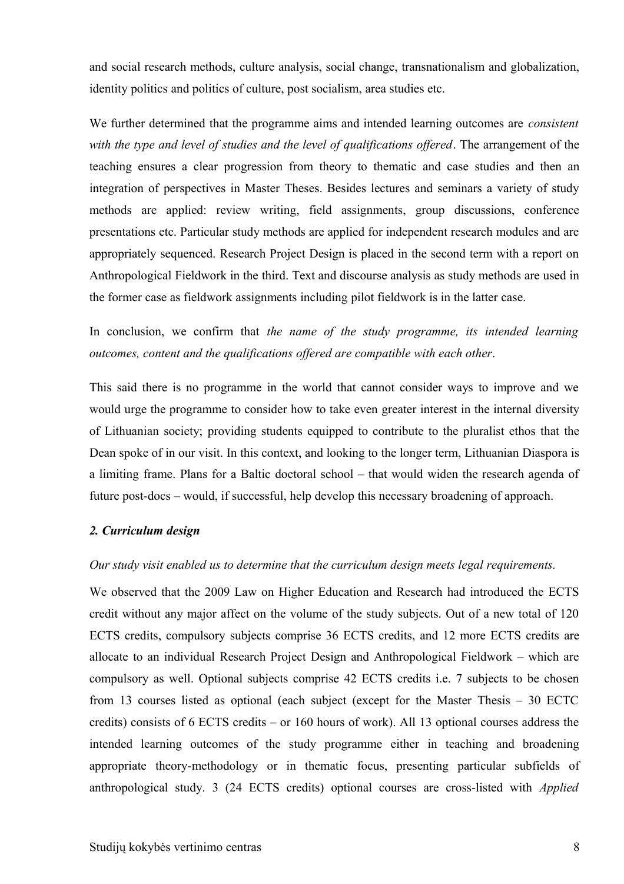and social research methods, culture analysis, social change, transnationalism and globalization, identity politics and politics of culture, post socialism, area studies etc.

We further determined that the programme aims and intended learning outcomes are *consistent with the type and level of studies and the level of qualifications offered*. The arrangement of the teaching ensures a clear progression from theory to thematic and case studies and then an integration of perspectives in Master Theses. Besides lectures and seminars a variety of study methods are applied: review writing, field assignments, group discussions, conference presentations etc. Particular study methods are applied for independent research modules and are appropriately sequenced. Research Project Design is placed in the second term with a report on Anthropological Fieldwork in the third. Text and discourse analysis as study methods are used in the former case as fieldwork assignments including pilot fieldwork is in the latter case.

In conclusion, we confirm that *the name of the study programme, its intended learning outcomes, content and the qualifications offered are compatible with each other*.

This said there is no programme in the world that cannot consider ways to improve and we would urge the programme to consider how to take even greater interest in the internal diversity of Lithuanian society; providing students equipped to contribute to the pluralist ethos that the Dean spoke of in our visit. In this context, and looking to the longer term, Lithuanian Diaspora is a limiting frame. Plans for a Baltic doctoral school – that would widen the research agenda of future post-docs – would, if successful, help develop this necessary broadening of approach.

### *2. Curriculum design*

*Our study visit enabled us to determine that the curriculum design meets legal requirements.*

We observed that the 2009 Law on Higher Education and Research had introduced the ECTS credit without any major affect on the volume of the study subjects. Out of a new total of 120 ECTS credits, compulsory subjects comprise 36 ECTS credits, and 12 more ECTS credits are allocate to an individual Research Project Design and Anthropological Fieldwork – which are compulsory as well. Optional subjects comprise 42 ECTS credits i.e. 7 subjects to be chosen from 13 courses listed as optional (each subject (except for the Master Thesis – 30 ECTC credits) consists of 6 ECTS credits – or 160 hours of work). All 13 optional courses address the intended learning outcomes of the study programme either in teaching and broadening appropriate theory-methodology or in thematic focus, presenting particular subfields of anthropological study. 3 (24 ECTS credits) optional courses are cross-listed with *Applied*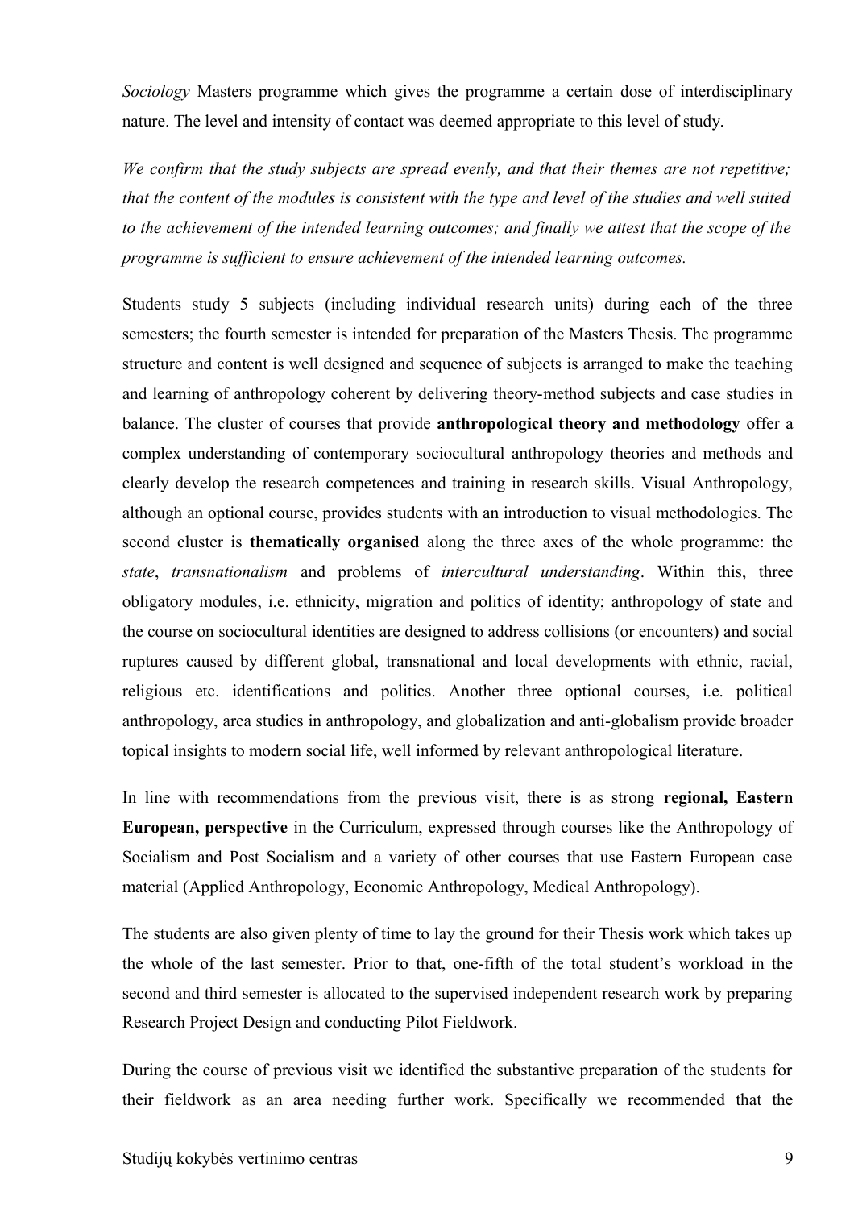*Sociology* Masters programme which gives the programme a certain dose of interdisciplinary nature. The level and intensity of contact was deemed appropriate to this level of study.

*We confirm that the study subjects are spread evenly, and that their themes are not repetitive; that the content of the modules is consistent with the type and level of the studies and well suited to the achievement of the intended learning outcomes; and finally we attest that the scope of the programme is sufficient to ensure achievement of the intended learning outcomes.*

Students study 5 subjects (including individual research units) during each of the three semesters; the fourth semester is intended for preparation of the Masters Thesis. The programme structure and content is well designed and sequence of subjects is arranged to make the teaching and learning of anthropology coherent by delivering theory-method subjects and case studies in balance. The cluster of courses that provide **anthropological theory and methodology** offer a complex understanding of contemporary sociocultural anthropology theories and methods and clearly develop the research competences and training in research skills. Visual Anthropology, although an optional course, provides students with an introduction to visual methodologies. The second cluster is **thematically organised** along the three axes of the whole programme: the *state*, *transnationalism* and problems of *intercultural understanding*. Within this, three obligatory modules, i.e. ethnicity, migration and politics of identity; anthropology of state and the course on sociocultural identities are designed to address collisions (or encounters) and social ruptures caused by different global, transnational and local developments with ethnic, racial, religious etc. identifications and politics. Another three optional courses, i.e. political anthropology, area studies in anthropology, and globalization and anti-globalism provide broader topical insights to modern social life, well informed by relevant anthropological literature.

In line with recommendations from the previous visit, there is as strong **regional, Eastern European, perspective** in the Curriculum, expressed through courses like the Anthropology of Socialism and Post Socialism and a variety of other courses that use Eastern European case material (Applied Anthropology, Economic Anthropology, Medical Anthropology).

The students are also given plenty of time to lay the ground for their Thesis work which takes up the whole of the last semester. Prior to that, one-fifth of the total student's workload in the second and third semester is allocated to the supervised independent research work by preparing Research Project Design and conducting Pilot Fieldwork.

During the course of previous visit we identified the substantive preparation of the students for their fieldwork as an area needing further work. Specifically we recommended that the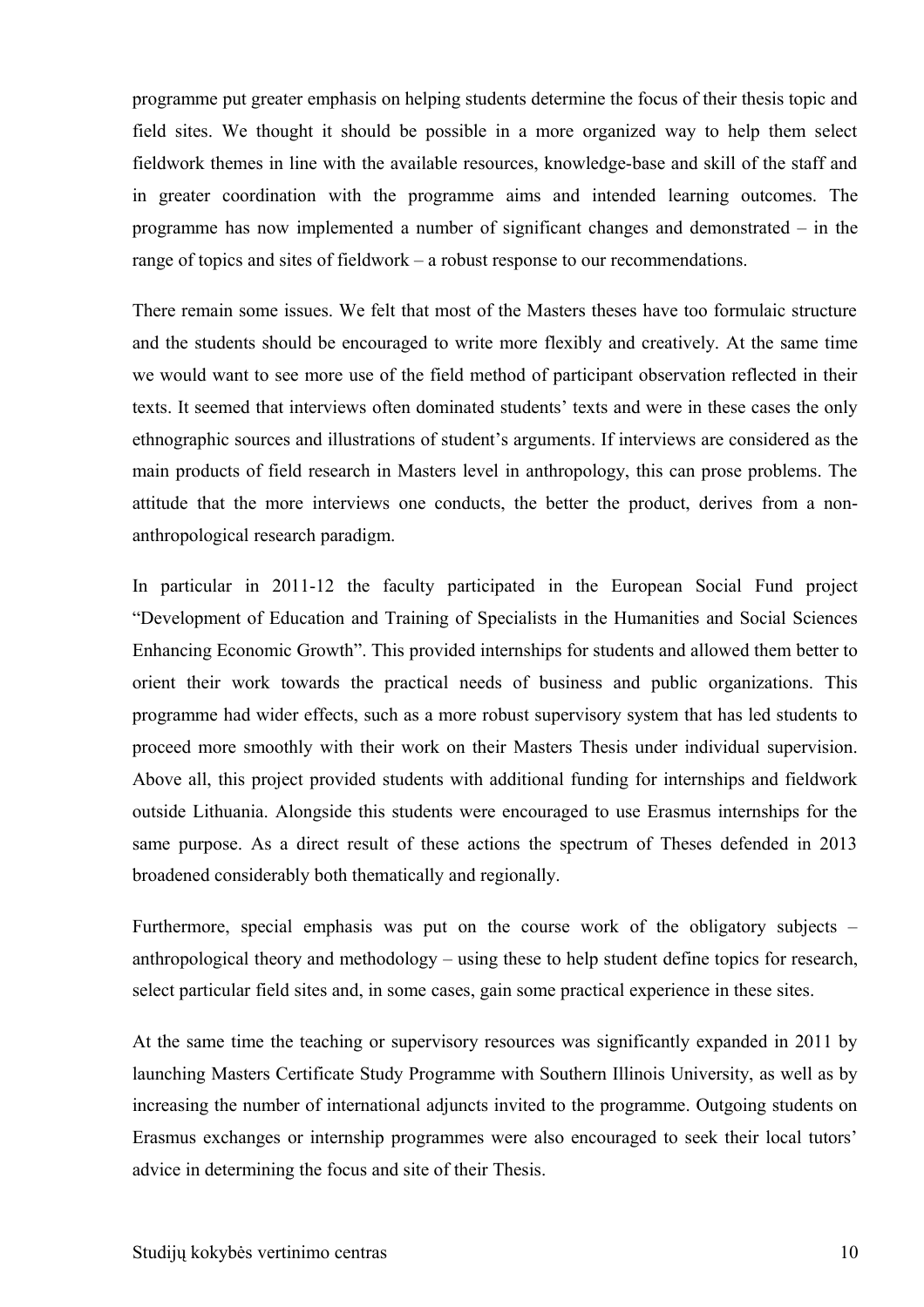programme put greater emphasis on helping students determine the focus of their thesis topic and field sites. We thought it should be possible in a more organized way to help them select fieldwork themes in line with the available resources, knowledge-base and skill of the staff and in greater coordination with the programme aims and intended learning outcomes. The programme has now implemented a number of significant changes and demonstrated – in the range of topics and sites of fieldwork – a robust response to our recommendations.

There remain some issues. We felt that most of the Masters theses have too formulaic structure and the students should be encouraged to write more flexibly and creatively. At the same time we would want to see more use of the field method of participant observation reflected in their texts. It seemed that interviews often dominated students' texts and were in these cases the only ethnographic sources and illustrations of student's arguments. If interviews are considered as the main products of field research in Masters level in anthropology, this can prose problems. The attitude that the more interviews one conducts, the better the product, derives from a non-anthropological research paradigm.

In particular in 2011-12 the faculty participated in the European Social Fund project "Development of Education and Training of Specialists in the Humanities and Social Sciences Enhancing Economic Growth". This provided internships for students and allowed them better to orient their work towards the practical needs of business and public organizations. This programme had wider effects, such as a more robust supervisory system that has led students to proceed more smoothly with their work on their Masters Thesis under individual supervision. Above all, this project provided students with additional funding for internships and fieldwork outside Lithuania. Alongside this students were encouraged to use Erasmus internships for the same purpose. As a direct result of these actions the spectrum of Theses defended in 2013 broadened considerably both thematically and regionally.

Furthermore, special emphasis was put on the course work of the obligatory subjects – anthropological theory and methodology – using these to help student define topics for research, select particular field sites and, in some cases, gain some practical experience in these sites.

At the same time the teaching or supervisory resources was significantly expanded in 2011 by launching Masters Certificate Study Programme with Southern Illinois University, as well as by increasing the number of international adjuncts invited to the programme. Outgoing students on Erasmus exchanges or internship programmes were also encouraged to seek their local tutors' advice in determining the focus and site of their Thesis.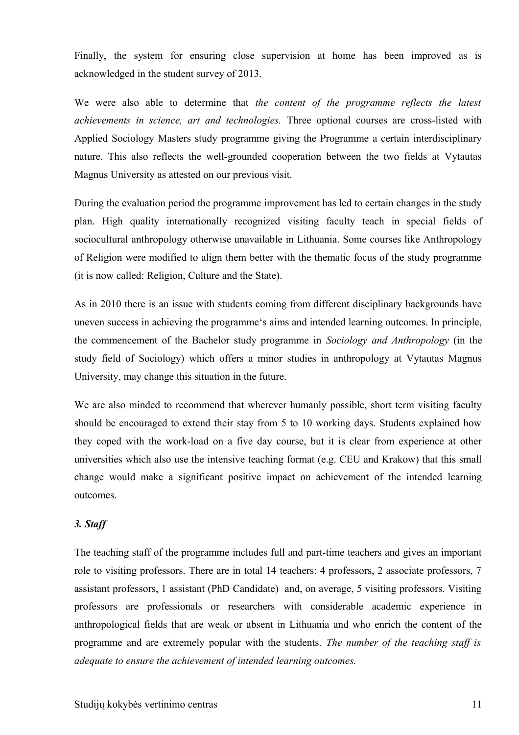Finally, the system for ensuring close supervision at home has been improved as is acknowledged in the student survey of 2013.

We were also able to determine that *the content of the programme reflects the latest achievements in science, art and technologies.* Three optional courses are cross-listed with Applied Sociology Masters study programme giving the Programme a certain interdisciplinary nature. This also reflects the well-grounded cooperation between the two fields at Vytautas Magnus University as attested on our previous visit.

During the evaluation period the programme improvement has led to certain changes in the study plan. High quality internationally recognized visiting faculty teach in special fields of sociocultural anthropology otherwise unavailable in Lithuania. Some courses like Anthropology of Religion were modified to align them better with the thematic focus of the study programme (it is now called: Religion, Culture and the State).

As in 2010 there is an issue with students coming from different disciplinary backgrounds have uneven success in achieving the programme‘s aims and intended learning outcomes. In principle, the commencement of the Bachelor study programme in *Sociology and Anthropology* (in the study field of Sociology) which offers a minor studies in anthropology at Vytautas Magnus University, may change this situation in the future.

We are also minded to recommend that wherever humanly possible, short term visiting faculty should be encouraged to extend their stay from 5 to 10 working days. Students explained how they coped with the work-load on a five day course, but it is clear from experience at other universities which also use the intensive teaching format (e.g. CEU and Krakow) that this small change would make a significant positive impact on achievement of the intended learning outcomes.

### *3. Staff*

The teaching staff of the programme includes full and part-time teachers and gives an important role to visiting professors. There are in total 14 teachers: 4 professors, 2 associate professors, 7 assistant professors, 1 assistant (PhD Candidate) and, on average, 5 visiting professors. Visiting professors are professionals or researchers with considerable academic experience in anthropological fields that are weak or absent in Lithuania and who enrich the content of the programme and are extremely popular with the students. *The number of the teaching staff is adequate to ensure the achievement of intended learning outcomes.*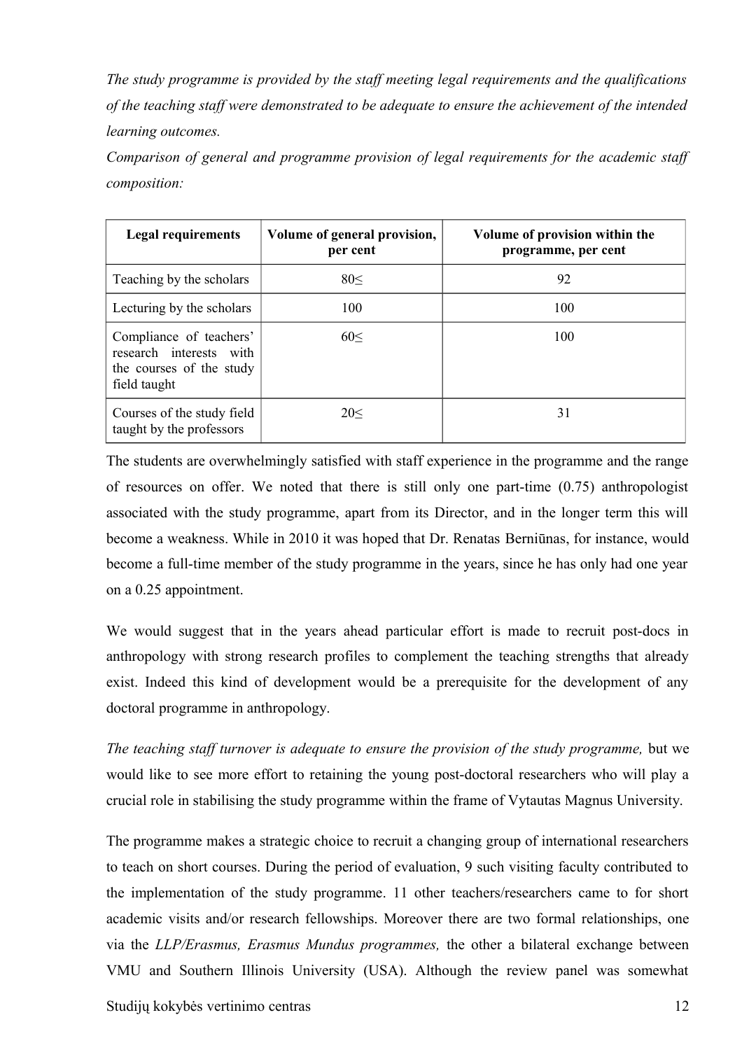*The study programme is provided by the staff meeting legal requirements and the qualifications of the teaching staff were demonstrated to be adequate to ensure the achievement of the intended learning outcomes.*

*Comparison of general and programme provision of legal requirements for the academic staff composition:*

| Legal requirements | Volume of general provision, per cent | Volume of provision within the programme, per cent |
|---|---|---|
| Teaching by the scholars | 80≤ | 92 |
| Lecturing by the scholars | 100 | 100 |
| Compliance of teachers' research interests with the courses of the study field taught | 60≤ | 100 |
| Courses of the study field taught by the professors | 20≤ | 31 |

The students are overwhelmingly satisfied with staff experience in the programme and the range of resources on offer. We noted that there is still only one part-time (0.75) anthropologist associated with the study programme, apart from its Director, and in the longer term this will become a weakness. While in 2010 it was hoped that Dr. Renatas Berniūnas, for instance, would become a full-time member of the study programme in the years, since he has only had one year on a 0.25 appointment.

We would suggest that in the years ahead particular effort is made to recruit post-docs in anthropology with strong research profiles to complement the teaching strengths that already exist. Indeed this kind of development would be a prerequisite for the development of any doctoral programme in anthropology.

*The teaching staff turnover is adequate to ensure the provision of the study programme,* but we would like to see more effort to retaining the young post-doctoral researchers who will play a crucial role in stabilising the study programme within the frame of Vytautas Magnus University.

The programme makes a strategic choice to recruit a changing group of international researchers to teach on short courses. During the period of evaluation, 9 such visiting faculty contributed to the implementation of the study programme. 11 other teachers/researchers came to for short academic visits and/or research fellowships. Moreover there are two formal relationships, one via the *LLP/Erasmus, Erasmus Mundus programmes,* the other a bilateral exchange between VMU and Southern Illinois University (USA). Although the review panel was somewhat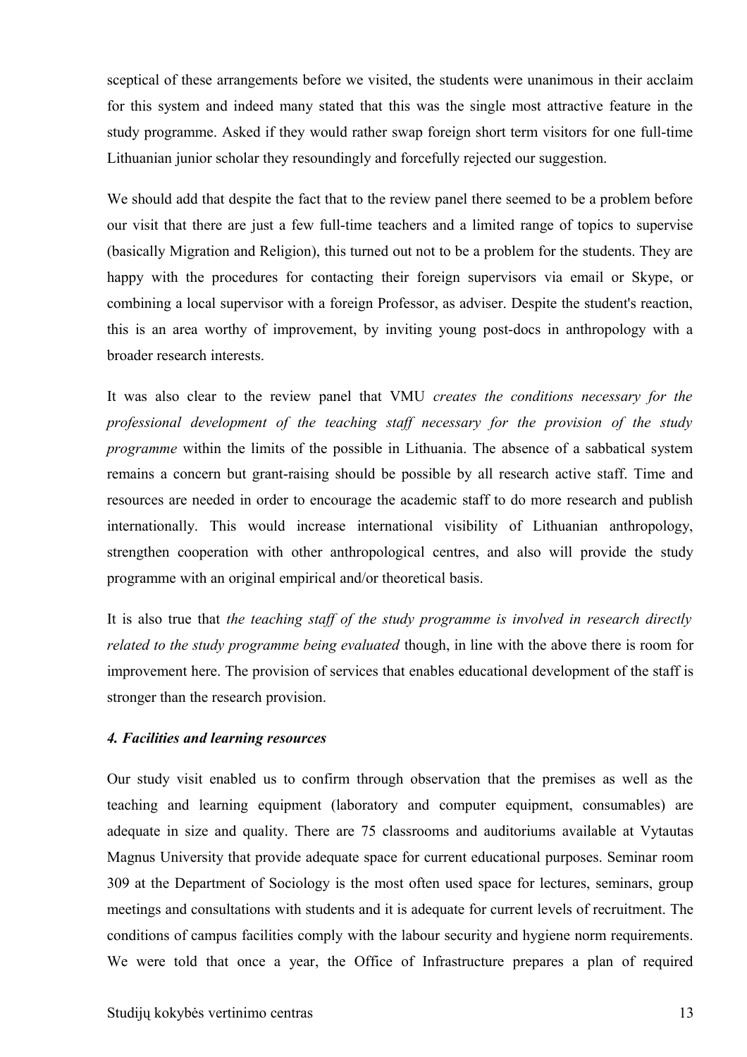sceptical of these arrangements before we visited, the students were unanimous in their acclaim for this system and indeed many stated that this was the single most attractive feature in the study programme. Asked if they would rather swap foreign short term visitors for one full-time Lithuanian junior scholar they resoundingly and forcefully rejected our suggestion.

We should add that despite the fact that to the review panel there seemed to be a problem before our visit that there are just a few full-time teachers and a limited range of topics to supervise (basically Migration and Religion), this turned out not to be a problem for the students. They are happy with the procedures for contacting their foreign supervisors via email or Skype, or combining a local supervisor with a foreign Professor, as adviser. Despite the student's reaction, this is an area worthy of improvement, by inviting young post-docs in anthropology with a broader research interests.

It was also clear to the review panel that VMU *creates the conditions necessary for the professional development of the teaching staff necessary for the provision of the study programme* within the limits of the possible in Lithuania. The absence of a sabbatical system remains a concern but grant-raising should be possible by all research active staff. Time and resources are needed in order to encourage the academic staff to do more research and publish internationally. This would increase international visibility of Lithuanian anthropology, strengthen cooperation with other anthropological centres, and also will provide the study programme with an original empirical and/or theoretical basis.

It is also true that *the teaching staff of the study programme is involved in research directly related to the study programme being evaluated* though, in line with the above there is room for improvement here. The provision of services that enables educational development of the staff is stronger than the research provision.

***4. Facilities and learning resources***

Our study visit enabled us to confirm through observation that the premises as well as the teaching and learning equipment (laboratory and computer equipment, consumables) are adequate in size and quality. There are 75 classrooms and auditoriums available at Vytautas Magnus University that provide adequate space for current educational purposes. Seminar room 309 at the Department of Sociology is the most often used space for lectures, seminars, group meetings and consultations with students and it is adequate for current levels of recruitment. The conditions of campus facilities comply with the labour security and hygiene norm requirements. We were told that once a year, the Office of Infrastructure prepares a plan of required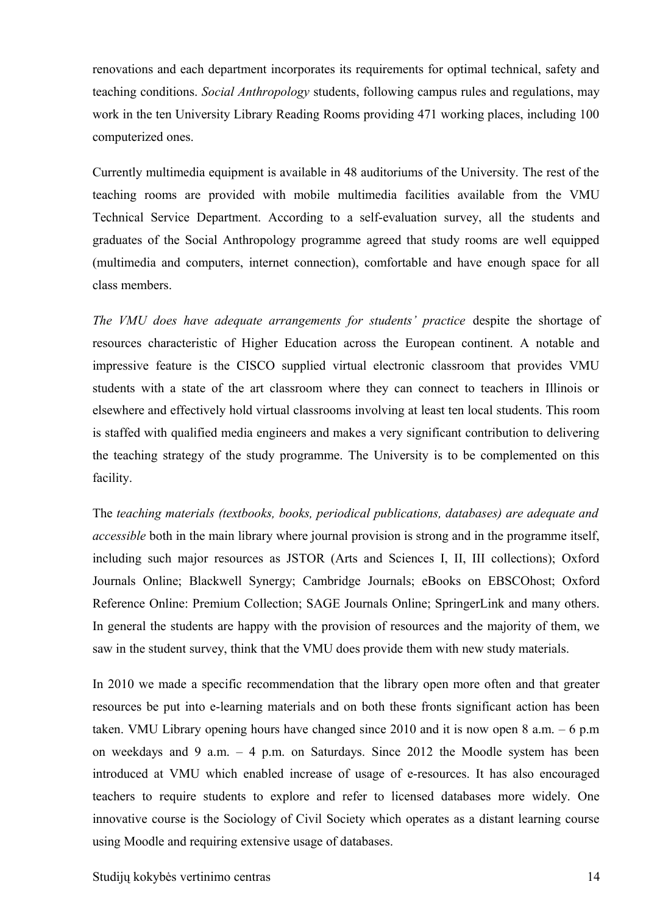renovations and each department incorporates its requirements for optimal technical, safety and teaching conditions. *Social Anthropology* students, following campus rules and regulations, may work in the ten University Library Reading Rooms providing 471 working places, including 100 computerized ones.

Currently multimedia equipment is available in 48 auditoriums of the University. The rest of the teaching rooms are provided with mobile multimedia facilities available from the VMU Technical Service Department. According to a self-evaluation survey, all the students and graduates of the Social Anthropology programme agreed that study rooms are well equipped (multimedia and computers, internet connection), comfortable and have enough space for all class members.

*The VMU does have adequate arrangements for students' practice* despite the shortage of resources characteristic of Higher Education across the European continent. A notable and impressive feature is the CISCO supplied virtual electronic classroom that provides VMU students with a state of the art classroom where they can connect to teachers in Illinois or elsewhere and effectively hold virtual classrooms involving at least ten local students. This room is staffed with qualified media engineers and makes a very significant contribution to delivering the teaching strategy of the study programme. The University is to be complemented on this facility.

The *teaching materials (textbooks, books, periodical publications, databases) are adequate and accessible* both in the main library where journal provision is strong and in the programme itself, including such major resources as JSTOR (Arts and Sciences I, II, III collections); Oxford Journals Online; Blackwell Synergy; Cambridge Journals; eBooks on EBSCOhost; Oxford Reference Online: Premium Collection; SAGE Journals Online; SpringerLink and many others. In general the students are happy with the provision of resources and the majority of them, we saw in the student survey, think that the VMU does provide them with new study materials.

In 2010 we made a specific recommendation that the library open more often and that greater resources be put into e-learning materials and on both these fronts significant action has been taken. VMU Library opening hours have changed since 2010 and it is now open 8 a.m. – 6 p.m on weekdays and 9 a.m. – 4 p.m. on Saturdays. Since 2012 the Moodle system has been introduced at VMU which enabled increase of usage of e-resources. It has also encouraged teachers to require students to explore and refer to licensed databases more widely. One innovative course is the Sociology of Civil Society which operates as a distant learning course using Moodle and requiring extensive usage of databases.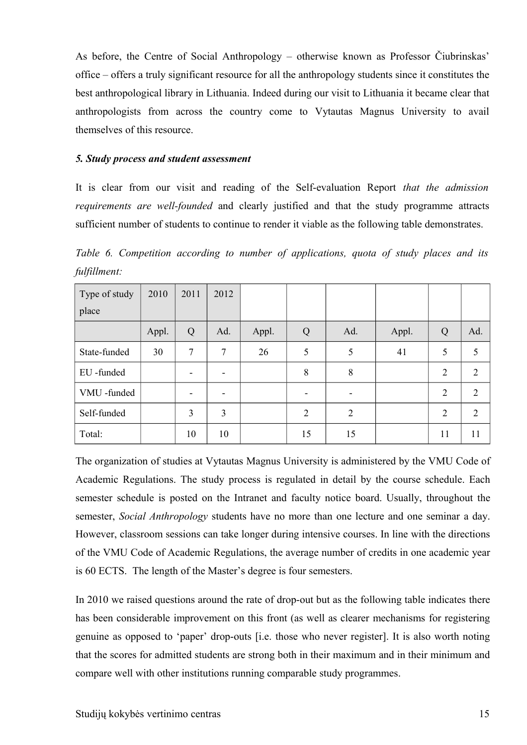As before, the Centre of Social Anthropology – otherwise known as Professor Čiubrinskas' office – offers a truly significant resource for all the anthropology students since it constitutes the best anthropological library in Lithuania. Indeed during our visit to Lithuania it became clear that anthropologists from across the country come to Vytautas Magnus University to avail themselves of this resource.

### *5. Study process and student assessment*

It is clear from our visit and reading of the Self-evaluation Report *that the admission requirements are well-founded* and clearly justified and that the study programme attracts sufficient number of students to continue to render it viable as the following table demonstrates.

*Table 6. Competition according to number of applications, quota of study places and its fulfillment:*

| Type of study place | 2010 | 2011 | 2012 | | | | | | |
|---|---|---|---|---|---|---|---|---|---|
| | Appl. | Q | Ad. | Appl. | Q | Ad. | Appl. | Q | Ad. |
| State-funded | 30 | 7 | 7 | 26 | 5 | 5 | 41 | 5 | 5 |
| EU -funded | | - | - | | 8 | 8 | | 2 | 2 |
| VMU -funded | | - | - | | - | - | | 2 | 2 |
| Self-funded | | 3 | 3 | | 2 | 2 | | 2 | 2 |
| Total: | | 10 | 10 | | 15 | 15 | | 11 | 11 |

The organization of studies at Vytautas Magnus University is administered by the VMU Code of Academic Regulations. The study process is regulated in detail by the course schedule. Each semester schedule is posted on the Intranet and faculty notice board. Usually, throughout the semester, *Social Anthropology* students have no more than one lecture and one seminar a day. However, classroom sessions can take longer during intensive courses. In line with the directions of the VMU Code of Academic Regulations, the average number of credits in one academic year is 60 ECTS. The length of the Master's degree is four semesters.

In 2010 we raised questions around the rate of drop-out but as the following table indicates there has been considerable improvement on this front (as well as clearer mechanisms for registering genuine as opposed to 'paper' drop-outs [i.e. those who never register]. It is also worth noting that the scores for admitted students are strong both in their maximum and in their minimum and compare well with other institutions running comparable study programmes.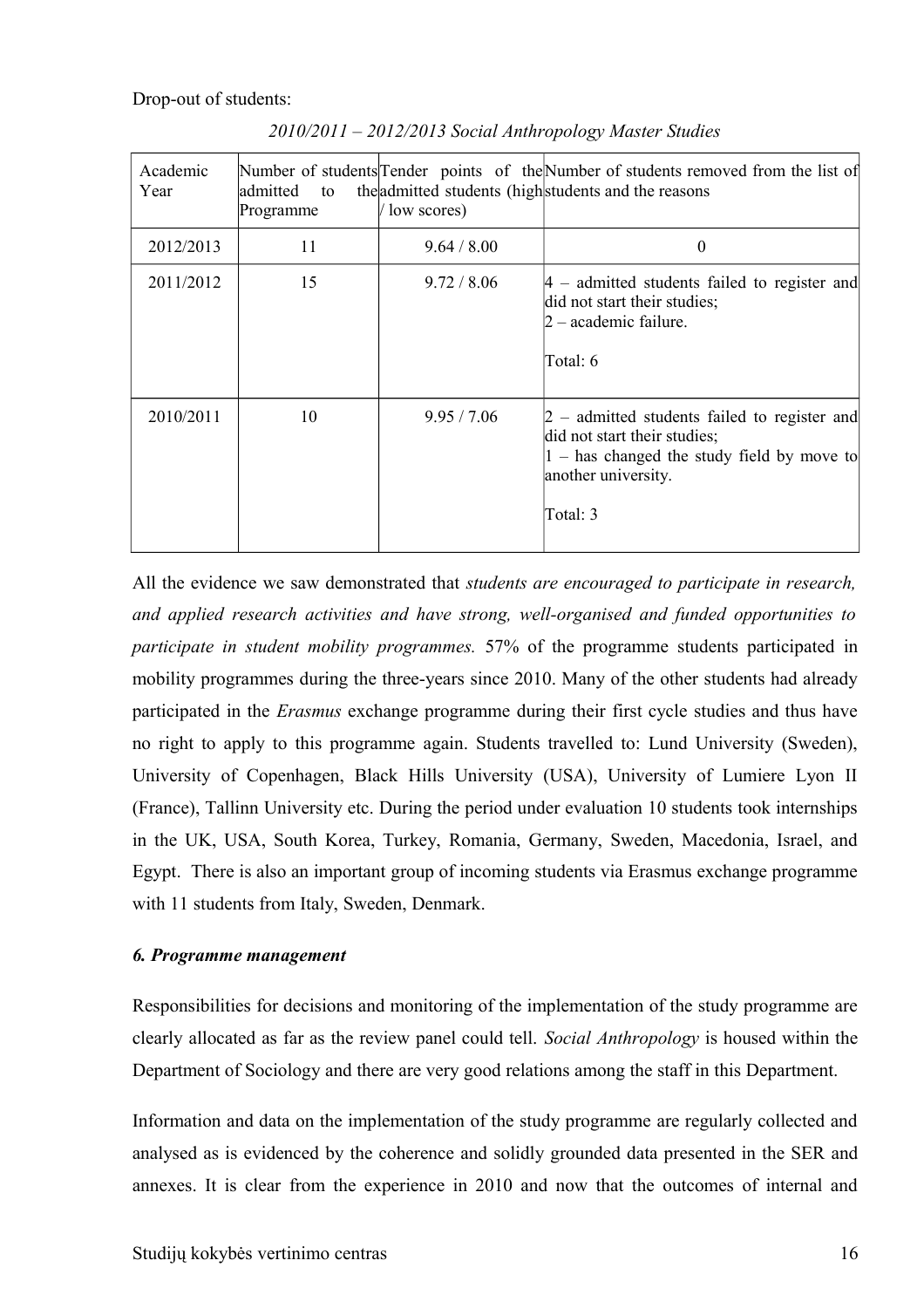Drop-out of students:

*2010/2011 – 2012/2013 Social Anthropology Master Studies*

| Academic Year | Number of students admitted to the Programme | Tender points of the admitted students (high / low scores) | Number of students removed from the list of students and the reasons |
|---|---|---|---|
| 2012/2013 | 11 | 9.64 / 8.00 | 0 |
| 2011/2012 | 15 | 9.72 / 8.06 | 4 – admitted students failed to register and did not start their studies;<br>2 – academic failure.<br><br>Total: 6 |
| 2010/2011 | 10 | 9.95 / 7.06 | 2 – admitted students failed to register and did not start their studies;<br>1 – has changed the study field by move to another university.<br><br>Total: 3 |

All the evidence we saw demonstrated that *students are encouraged to participate in research, and applied research activities and have strong, well-organised and funded opportunities to participate in student mobility programmes.* 57% of the programme students participated in mobility programmes during the three-years since 2010. Many of the other students had already participated in the *Erasmus* exchange programme during their first cycle studies and thus have no right to apply to this programme again. Students travelled to: Lund University (Sweden), University of Copenhagen, Black Hills University (USA), University of Lumiere Lyon II (France), Tallinn University etc. During the period under evaluation 10 students took internships in the UK, USA, South Korea, Turkey, Romania, Germany, Sweden, Macedonia, Israel, and Egypt. There is also an important group of incoming students via Erasmus exchange programme with 11 students from Italy, Sweden, Denmark.

### *6. Programme management*

Responsibilities for decisions and monitoring of the implementation of the study programme are clearly allocated as far as the review panel could tell. *Social Anthropology* is housed within the Department of Sociology and there are very good relations among the staff in this Department.

Information and data on the implementation of the study programme are regularly collected and analysed as is evidenced by the coherence and solidly grounded data presented in the SER and annexes. It is clear from the experience in 2010 and now that the outcomes of internal and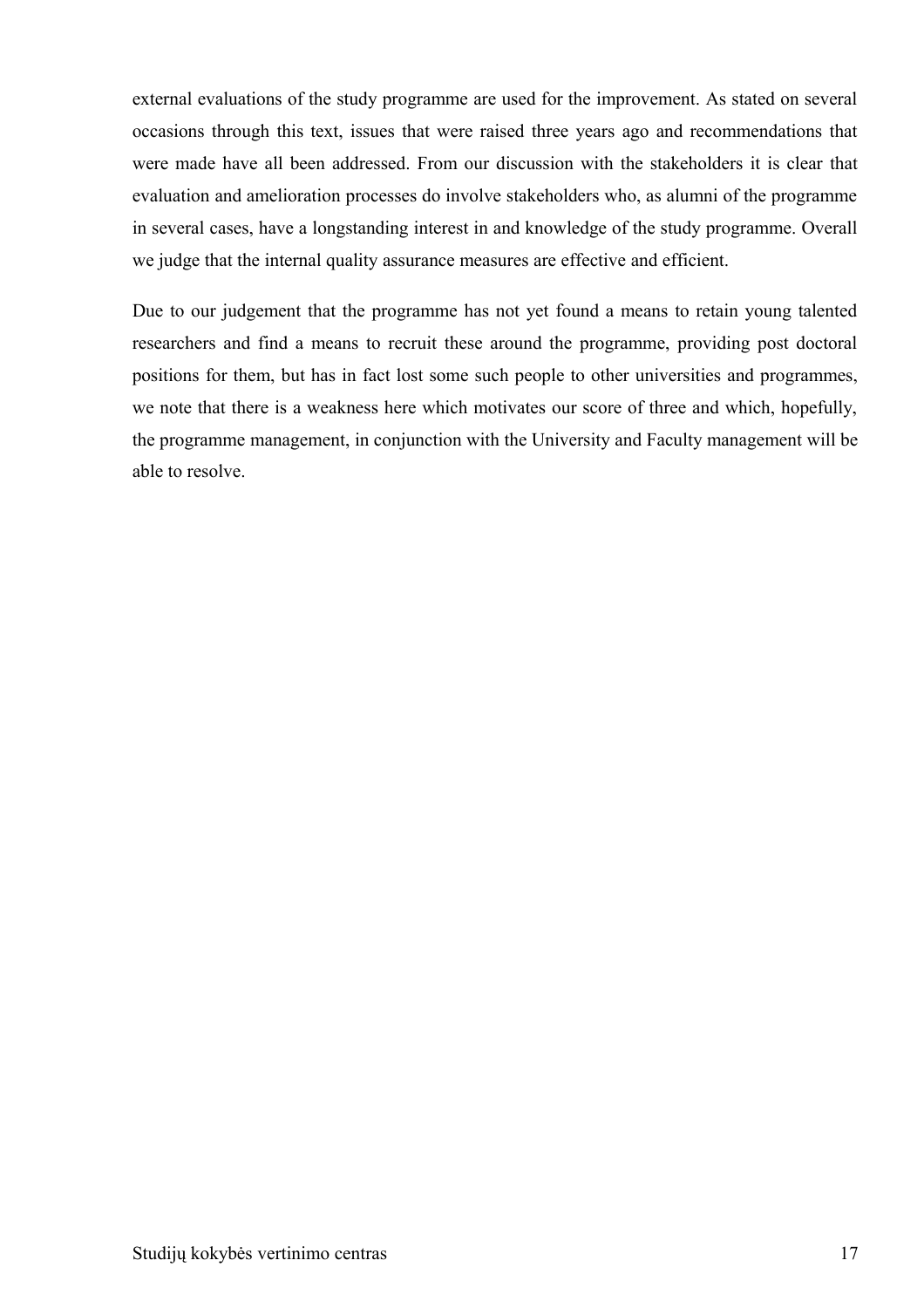external evaluations of the study programme are used for the improvement. As stated on several occasions through this text, issues that were raised three years ago and recommendations that were made have all been addressed. From our discussion with the stakeholders it is clear that evaluation and amelioration processes do involve stakeholders who, as alumni of the programme in several cases, have a longstanding interest in and knowledge of the study programme. Overall we judge that the internal quality assurance measures are effective and efficient.

Due to our judgement that the programme has not yet found a means to retain young talented researchers and find a means to recruit these around the programme, providing post doctoral positions for them, but has in fact lost some such people to other universities and programmes, we note that there is a weakness here which motivates our score of three and which, hopefully, the programme management, in conjunction with the University and Faculty management will be able to resolve.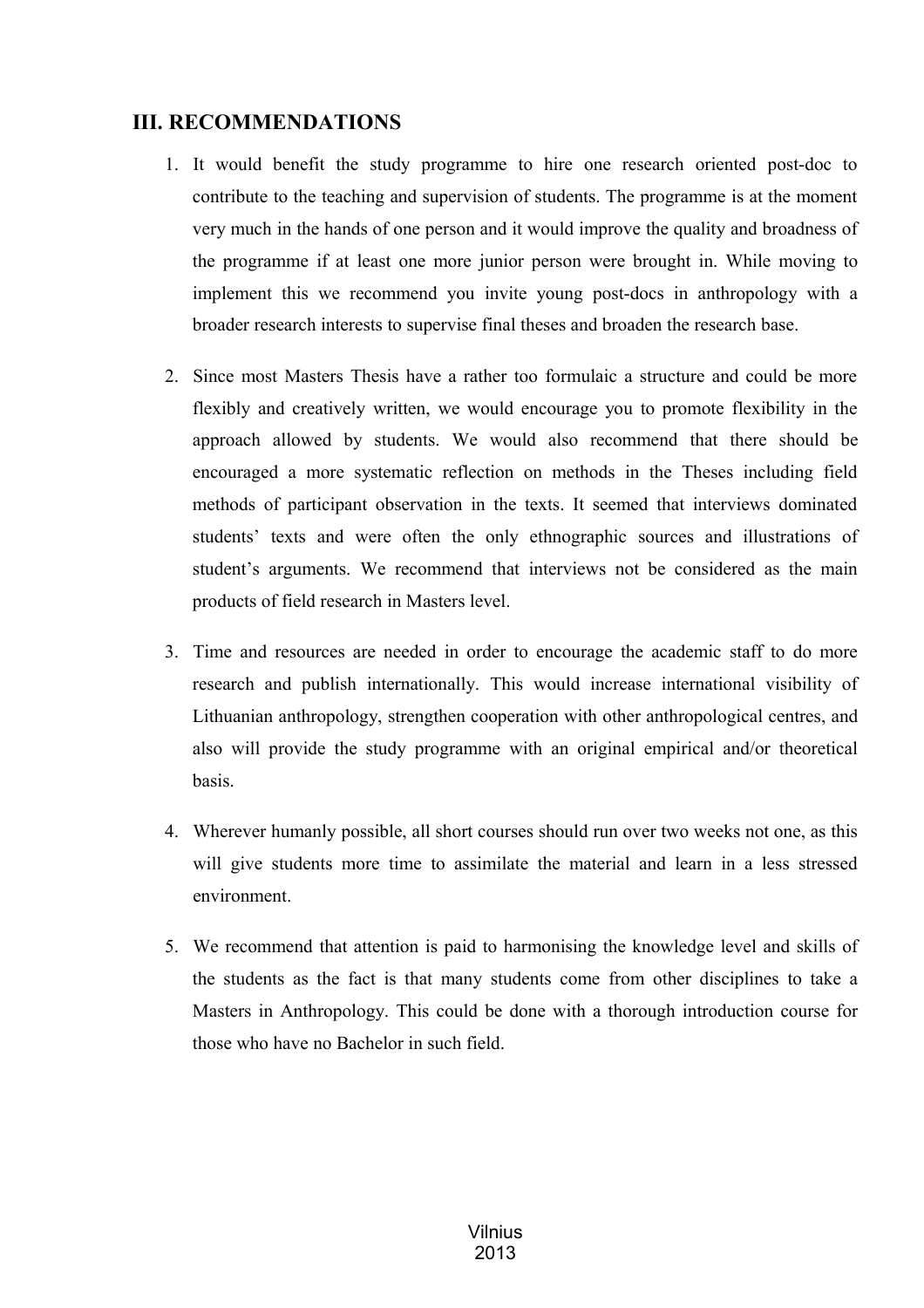## III. RECOMMENDATIONS

1. It would benefit the study programme to hire one research oriented post-doc to contribute to the teaching and supervision of students. The programme is at the moment very much in the hands of one person and it would improve the quality and broadness of the programme if at least one more junior person were brought in. While moving to implement this we recommend you invite young post-docs in anthropology with a broader research interests to supervise final theses and broaden the research base.

2. Since most Masters Thesis have a rather too formulaic a structure and could be more flexibly and creatively written, we would encourage you to promote flexibility in the approach allowed by students. We would also recommend that there should be encouraged a more systematic reflection on methods in the Theses including field methods of participant observation in the texts. It seemed that interviews dominated students' texts and were often the only ethnographic sources and illustrations of student's arguments. We recommend that interviews not be considered as the main products of field research in Masters level.

3. Time and resources are needed in order to encourage the academic staff to do more research and publish internationally. This would increase international visibility of Lithuanian anthropology, strengthen cooperation with other anthropological centres, and also will provide the study programme with an original empirical and/or theoretical basis.

4. Wherever humanly possible, all short courses should run over two weeks not one, as this will give students more time to assimilate the material and learn in a less stressed environment.

5. We recommend that attention is paid to harmonising the knowledge level and skills of the students as the fact is that many students come from other disciplines to take a Masters in Anthropology. This could be done with a thorough introduction course for those who have no Bachelor in such field.

Vilnius
2013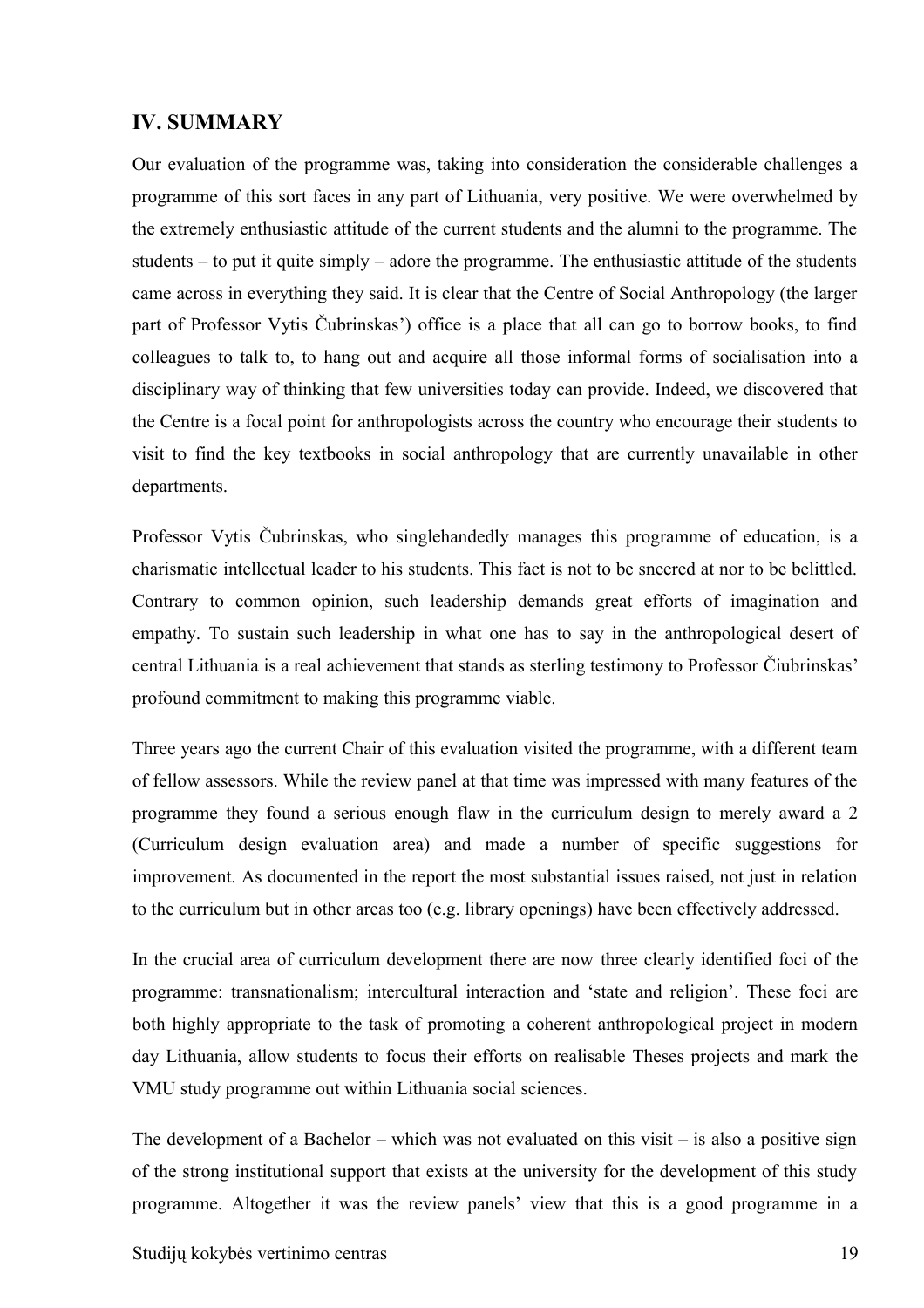## IV. SUMMARY

Our evaluation of the programme was, taking into consideration the considerable challenges a programme of this sort faces in any part of Lithuania, very positive. We were overwhelmed by the extremely enthusiastic attitude of the current students and the alumni to the programme. The students – to put it quite simply – adore the programme. The enthusiastic attitude of the students came across in everything they said. It is clear that the Centre of Social Anthropology (the larger part of Professor Vytis Čubrinskas') office is a place that all can go to borrow books, to find colleagues to talk to, to hang out and acquire all those informal forms of socialisation into a disciplinary way of thinking that few universities today can provide. Indeed, we discovered that the Centre is a focal point for anthropologists across the country who encourage their students to visit to find the key textbooks in social anthropology that are currently unavailable in other departments.

Professor Vytis Čubrinskas, who singlehandedly manages this programme of education, is a charismatic intellectual leader to his students. This fact is not to be sneered at nor to be belittled. Contrary to common opinion, such leadership demands great efforts of imagination and empathy. To sustain such leadership in what one has to say in the anthropological desert of central Lithuania is a real achievement that stands as sterling testimony to Professor Čiubrinskas' profound commitment to making this programme viable.

Three years ago the current Chair of this evaluation visited the programme, with a different team of fellow assessors. While the review panel at that time was impressed with many features of the programme they found a serious enough flaw in the curriculum design to merely award a 2 (Curriculum design evaluation area) and made a number of specific suggestions for improvement. As documented in the report the most substantial issues raised, not just in relation to the curriculum but in other areas too (e.g. library openings) have been effectively addressed.

In the crucial area of curriculum development there are now three clearly identified foci of the programme: transnationalism; intercultural interaction and 'state and religion'. These foci are both highly appropriate to the task of promoting a coherent anthropological project in modern day Lithuania, allow students to focus their efforts on realisable Theses projects and mark the VMU study programme out within Lithuania social sciences.

The development of a Bachelor – which was not evaluated on this visit – is also a positive sign of the strong institutional support that exists at the university for the development of this study programme. Altogether it was the review panels' view that this is a good programme in a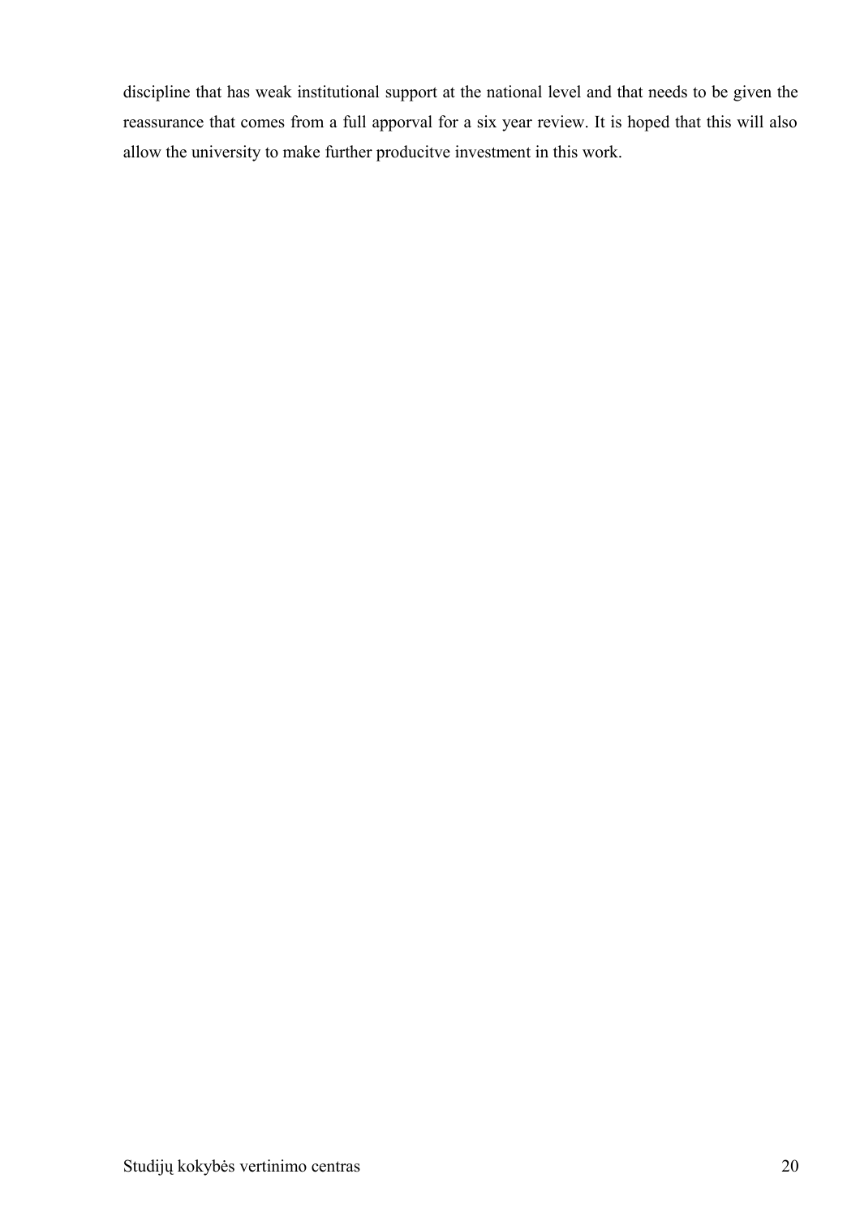discipline that has weak institutional support at the national level and that needs to be given the reassurance that comes from a full apporval for a six year review. It is hoped that this will also allow the university to make further producitve investment in this work.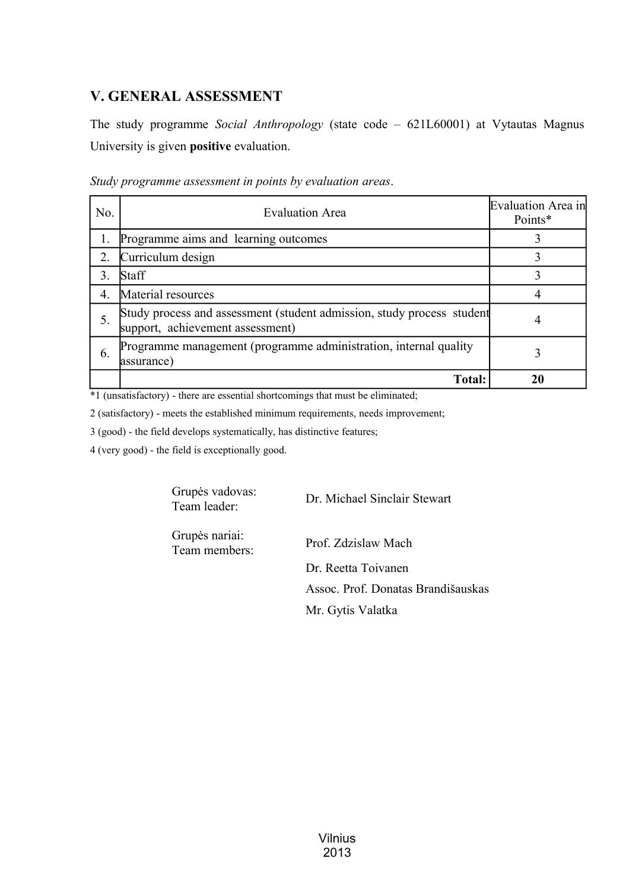## V. GENERAL ASSESSMENT

The study programme *Social Anthropology* (state code – 621L60001) at Vytautas Magnus University is given **positive** evaluation.

*Study programme assessment in points by evaluation areas*.

| No. | Evaluation Area | Evaluation Area in Points* |
|---|---|---|
| 1. | Programme aims and learning outcomes | 3 |
| 2. | Curriculum design | 3 |
| 3. | Staff | 3 |
| 4. | Material resources | 4 |
| 5. | Study process and assessment (student admission, study process student support, achievement assessment) | 4 |
| 6. | Programme management (programme administration, internal quality assurance) | 3 |
| | **Total:** | **20** |

*1 (unsatisfactory) - there are essential shortcomings that must be eliminated;

2 (satisfactory) - meets the established minimum requirements, needs improvement;

3 (good) - the field develops systematically, has distinctive features;

4 (very good) - the field is exceptionally good.

Grupės vadovas:
Team leader: Dr. Michael Sinclair Stewart

Grupės nariai:
Team members: Prof. Zdzislaw Mach

Dr. Reetta Toivanen

Assoc. Prof. Donatas Brandišauskas

Mr. Gytis Valatka

Vilnius
2013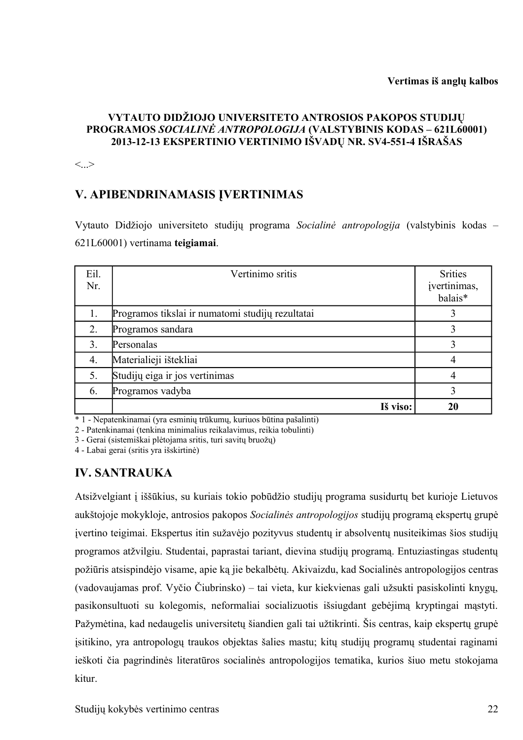**Vertimas iš anglų kalbos**

**VYTAUTO DIDŽIOJO UNIVERSITETO ANTROSIOS PAKOPOS STUDIJŲ PROGRAMOS *SOCIALINĖ ANTROPOLOGIJA* (VALSTYBINIS KODAS – 621L60001) 2013-12-13 EKSPERTINIO VERTINIMO IŠVADŲ NR. SV4-551-4 IŠRAŠAS**

<...>

## V. APIBENDRINAMASIS ĮVERTINIMAS

Vytauto Didžiojo universiteto studijų programa *Socialinė antropologija* (valstybinis kodas – 621L60001) vertinama **teigiamai**.

| Eil. Nr. | Vertinimo sritis | Srities įvertinimas, balais* |
|---|---|---|
| 1. | Programos tikslai ir numatomi studijų rezultatai | 3 |
| 2. | Programos sandara | 3 |
| 3. | Personalas | 3 |
| 4. | Materialieji ištekliai | 4 |
| 5. | Studijų eiga ir jos vertinimas | 4 |
| 6. | Programos vadyba | 3 |
| | **Iš viso:** | **20** |

\* 1 - Nepatenkinamai (yra esminių trūkumų, kuriuos būtina pašalinti)
2 - Patenkinamai (tenkina minimalius reikalavimus, reikia tobulinti)
3 - Gerai (sistemiškai plėtojama sritis, turi savitų bruožų)
4 - Labai gerai (sritis yra išskirtinė)

## IV. SANTRAUKA

Atsižvelgiant į iššūkius, su kuriais tokio pobūdžio studijų programa susidurtų bet kurioje Lietuvos aukštojoje mokykloje, antrosios pakopos *Socialinės antropologijos* studijų programą ekspertų grupė įvertino teigimai. Ekspertus itin sužavėjo pozityvus studentų ir absolventų nusiteikimas šios studijų programos atžvilgiu. Studentai, paprastai tariant, dievina studijų programą. Entuziastingas studentų požiūris atsispindėjo visame, apie ką jie bekalbėtų. Akivaizdu, kad Socialinės antropologijos centras (vadovaujamas prof. Vyčio Čiubrinsko) – tai vieta, kur kiekvienas gali užsukti pasiskolinti knygų, pasikonsultuoti su kolegomis, neformaliai socializuotis išsiugdant gebėjimą kryptingai mąstyti. Pažymėtina, kad nedaugelis universitetų šiandien gali tai užtikrinti. Šis centras, kaip ekspertų grupė įsitikino, yra antropologų traukos objektas šalies mastu; kitų studijų programų studentai raginami ieškoti čia pagrindinės literatūros socialinės antropologijos tematika, kurios šiuo metu stokojama kitur.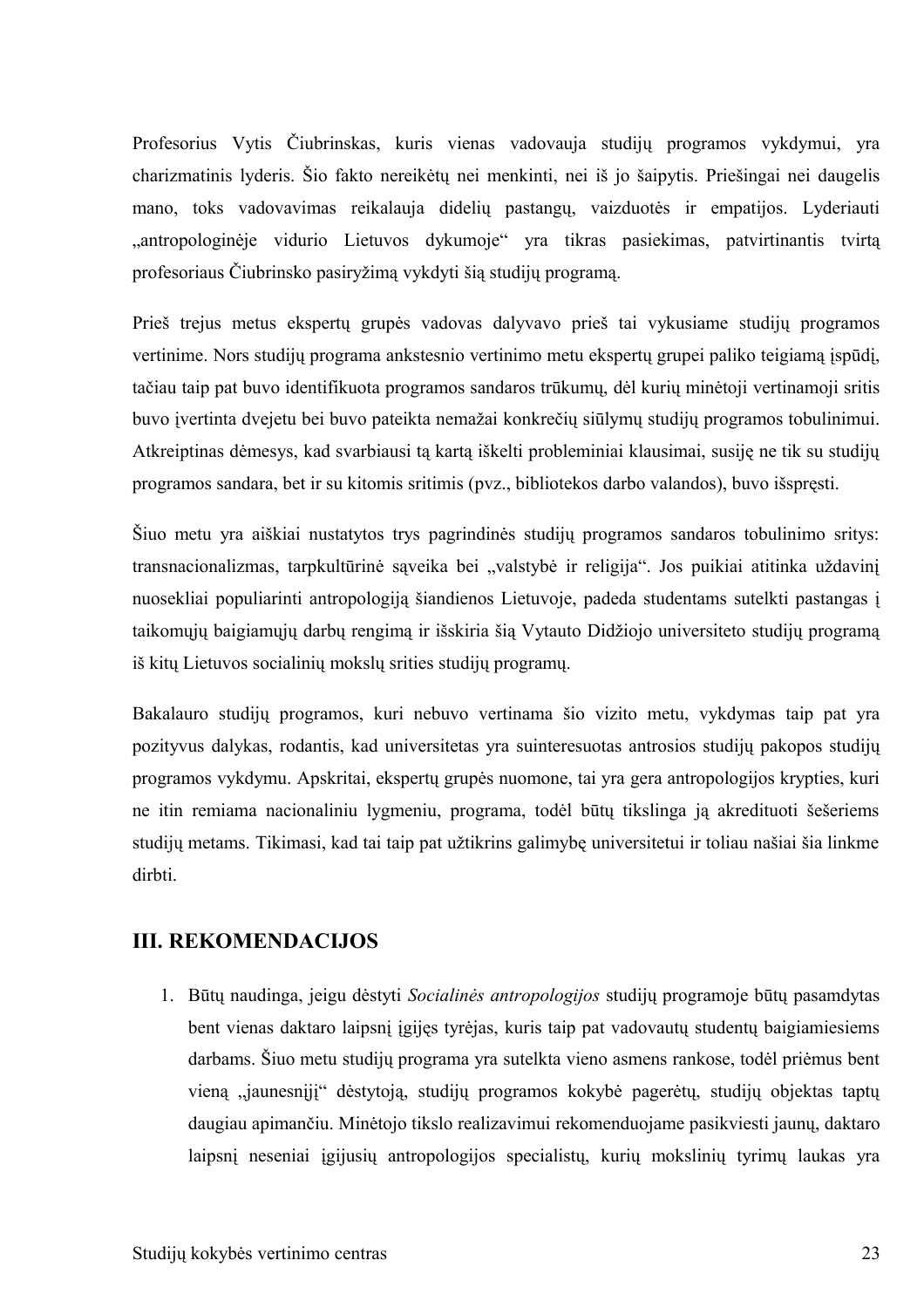Profesorius Vytis Čiubrinskas, kuris vienas vadovauja studijų programos vykdymui, yra charizmatinis lyderis. Šio fakto nereikėtų nei menkinti, nei iš jo šaipytis. Priešingai nei daugelis mano, toks vadovavimas reikalauja didelių pastangų, vaizduotės ir empatijos. Lyderiauti „antropologinėje vidurio Lietuvos dykumoje" yra tikras pasiekimas, patvirtinantis tvirtą profesoriaus Čiubrinsko pasiryžimą vykdyti šią studijų programą.

Prieš trejus metus ekspertų grupės vadovas dalyvavo prieš tai vykusiame studijų programos vertinime. Nors studijų programa ankstesnio vertinimo metu ekspertų grupei paliko teigiamą įspūdį, tačiau taip pat buvo identifikuota programos sandaros trūkumų, dėl kurių minėtoji vertinamoji sritis buvo įvertinta dvejetu bei buvo pateikta nemažai konkrečių siūlymų studijų programos tobulinimui. Atkreiptinas dėmesys, kad svarbiausi tą kartą iškelti probleminiai klausimai, susiję ne tik su studijų programos sandara, bet ir su kitomis sritimis (pvz., bibliotekos darbo valandos), buvo išspręsti.

Šiuo metu yra aiškiai nustatytos trys pagrindinės studijų programos sandaros tobulinimo sritys: transnacionalizmas, tarpkultūrinė sąveika bei „valstybė ir religija". Jos puikiai atitinka uždavinį nuosekliai populiarinti antropologiją šiandienos Lietuvoje, padeda studentams sutelkti pastangas į taikomųjų baigiamųjų darbų rengimą ir išskiria šią Vytauto Didžiojo universiteto studijų programą iš kitų Lietuvos socialinių mokslų srities studijų programų.

Bakalauro studijų programos, kuri nebuvo vertinama šio vizito metu, vykdymas taip pat yra pozityvus dalykas, rodantis, kad universitetas yra suinteresuotas antrosios studijų pakopos studijų programos vykdymu. Apskritai, ekspertų grupės nuomone, tai yra gera antropologijos krypties, kuri ne itin remiama nacionaliniu lygmeniu, programa, todėl būtų tikslinga ją akredituoti šešeriems studijų metams. Tikimasi, kad tai taip pat užtikrins galimybę universitetui ir toliau našiai šia linkme dirbti.

## III. REKOMENDACIJOS

1. Būtų naudinga, jeigu dėstyti *Socialinės antropologijos* studijų programoje būtų pasamdytas bent vienas daktaro laipsnį įgijęs tyrėjas, kuris taip pat vadovautų studentų baigiamiesiems darbams. Šiuo metu studijų programa yra sutelkta vieno asmens rankose, todėl priėmus bent vieną „jaunesnįjį" dėstytoją, studijų programos kokybė pagerėtų, studijų objektas taptų daugiau apimančiu. Minėtojo tikslo realizavimui rekomenduojame pasikviesti jaunų, daktaro laipsnį neseniai įgijusių antropologijos specialistų, kurių mokslinių tyrimų laukas yra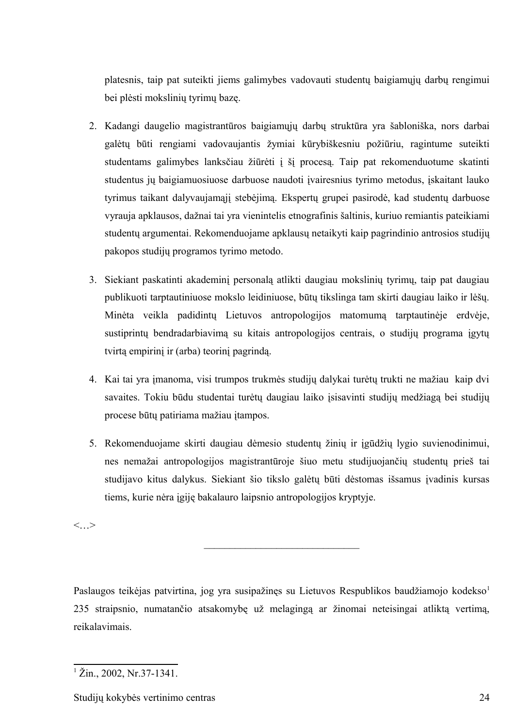platesnis, taip pat suteikti jiems galimybes vadovauti studentų baigiamųjų darbų rengimui bei plėsti mokslinių tyrimų bazę.

2. Kadangi daugelio magistrantūros baigiamųjų darbų struktūra yra šabloniška, nors darbai galėtų būti rengiami vadovaujantis žymiai kūrybiškesniu požiūriu, ragintume suteikti studentams galimybes lanksčiau žiūrėti į šį procesą. Taip pat rekomenduotume skatinti studentus jų baigiamuosiuose darbuose naudoti įvairesnius tyrimo metodus, įskaitant lauko tyrimus taikant dalyvaujamąjį stebėjimą. Ekspertų grupei pasirodė, kad studentų darbuose vyrauja apklausos, dažnai tai yra vienintelis etnografinis šaltinis, kuriuo remiantis pateikiami studentų argumentai. Rekomenduojame apklausų netaikyti kaip pagrindinio antrosios studijų pakopos studijų programos tyrimo metodo.

3. Siekiant paskatinti akademinį personalą atlikti daugiau mokslinių tyrimų, taip pat daugiau publikuoti tarptautiniuose mokslo leidiniuose, būtų tikslinga tam skirti daugiau laiko ir lėšų. Minėta veikla padidintų Lietuvos antropologijos matomumą tarptautinėje erdvėje, sustiprintų bendradarbiavimą su kitais antropologijos centrais, o studijų programa įgytų tvirtą empirinį ir (arba) teorinį pagrindą.

4. Kai tai yra įmanoma, visi trumpos trukmės studijų dalykai turėtų trukti ne mažiau kaip dvi savaites. Tokiu būdu studentai turėtų daugiau laiko įsisavinti studijų medžiagą bei studijų procese būtų patiriama mažiau įtampos.

5. Rekomenduojame skirti daugiau dėmesio studentų žinių ir įgūdžių lygio suvienodinimui, nes nemažai antropologijos magistrantūroje šiuo metu studijuojančių studentų prieš tai studijavo kitus dalykus. Siekiant šio tikslo galėtų būti dėstomas išsamus įvadinis kursas tiems, kurie nėra įgiję bakalauro laipsnio antropologijos kryptyje.

<…>

______________________________

Paslaugos teikėjas patvirtina, jog yra susipažinęs su Lietuvos Respublikos baudžiamojo kodekso[1] 235 straipsnio, numatančio atsakomybę už melagingą ar žinomai neteisingai atliktą vertimą, reikalavimais.

[1] Žin., 2002, Nr.37-1341.